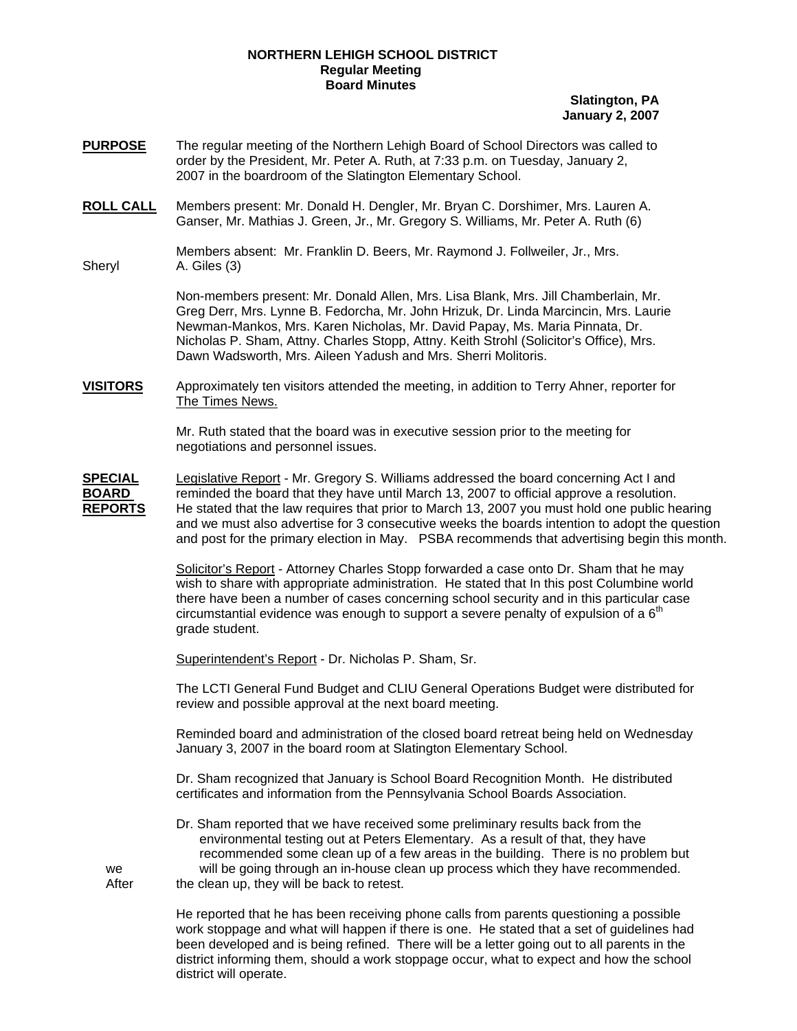**NORTHERN LEHIGH SCHOOL DISTRICT**
**Regular Meeting**
**Board Minutes**

**Slatington, PA**
**January 2, 2007**

**PURPOSE** The regular meeting of the Northern Lehigh Board of School Directors was called to order by the President, Mr. Peter A. Ruth, at 7:33 p.m. on Tuesday, January 2, 2007 in the boardroom of the Slatington Elementary School.

**ROLL CALL** Members present: Mr. Donald H. Dengler, Mr. Bryan C. Dorshimer, Mrs. Lauren A. Ganser, Mr. Mathias J. Green, Jr., Mr. Gregory S. Williams, Mr. Peter A. Ruth (6)

Members absent: Mr. Franklin D. Beers, Mr. Raymond J. Follweiler, Jr., Mrs. Sheryl A. Giles (3)

Non-members present: Mr. Donald Allen, Mrs. Lisa Blank, Mrs. Jill Chamberlain, Mr. Greg Derr, Mrs. Lynne B. Fedorcha, Mr. John Hrizuk, Dr. Linda Marcincin, Mrs. Laurie Newman-Mankos, Mrs. Karen Nicholas, Mr. David Papay, Ms. Maria Pinnata, Dr. Nicholas P. Sham, Attny. Charles Stopp, Attny. Keith Strohl (Solicitor's Office), Mrs. Dawn Wadsworth, Mrs. Aileen Yadush and Mrs. Sherri Molitoris.

**VISITORS** Approximately ten visitors attended the meeting, in addition to Terry Ahner, reporter for The Times News.

Mr. Ruth stated that the board was in executive session prior to the meeting for negotiations and personnel issues.

**SPECIAL BOARD REPORTS** Legislative Report - Mr. Gregory S. Williams addressed the board concerning Act I and reminded the board that they have until March 13, 2007 to official approve a resolution. He stated that the law requires that prior to March 13, 2007 you must hold one public hearing and we must also advertise for 3 consecutive weeks the boards intention to adopt the question and post for the primary election in May. PSBA recommends that advertising begin this month.

Solicitor's Report - Attorney Charles Stopp forwarded a case onto Dr. Sham that he may wish to share with appropriate administration. He stated that In this post Columbine world there have been a number of cases concerning school security and in this particular case circumstantial evidence was enough to support a severe penalty of expulsion of a 6th grade student.

Superintendent's Report - Dr. Nicholas P. Sham, Sr.

The LCTI General Fund Budget and CLIU General Operations Budget were distributed for review and possible approval at the next board meeting.

Reminded board and administration of the closed board retreat being held on Wednesday January 3, 2007 in the board room at Slatington Elementary School.

Dr. Sham recognized that January is School Board Recognition Month. He distributed certificates and information from the Pennsylvania School Boards Association.

Dr. Sham reported that we have received some preliminary results back from the environmental testing out at Peters Elementary. As a result of that, they have recommended some clean up of a few areas in the building. There is no problem but we will be going through an in-house clean up process which they have recommended. After the clean up, they will be back to retest.

He reported that he has been receiving phone calls from parents questioning a possible work stoppage and what will happen if there is one. He stated that a set of guidelines had been developed and is being refined. There will be a letter going out to all parents in the district informing them, should a work stoppage occur, what to expect and how the school district will operate.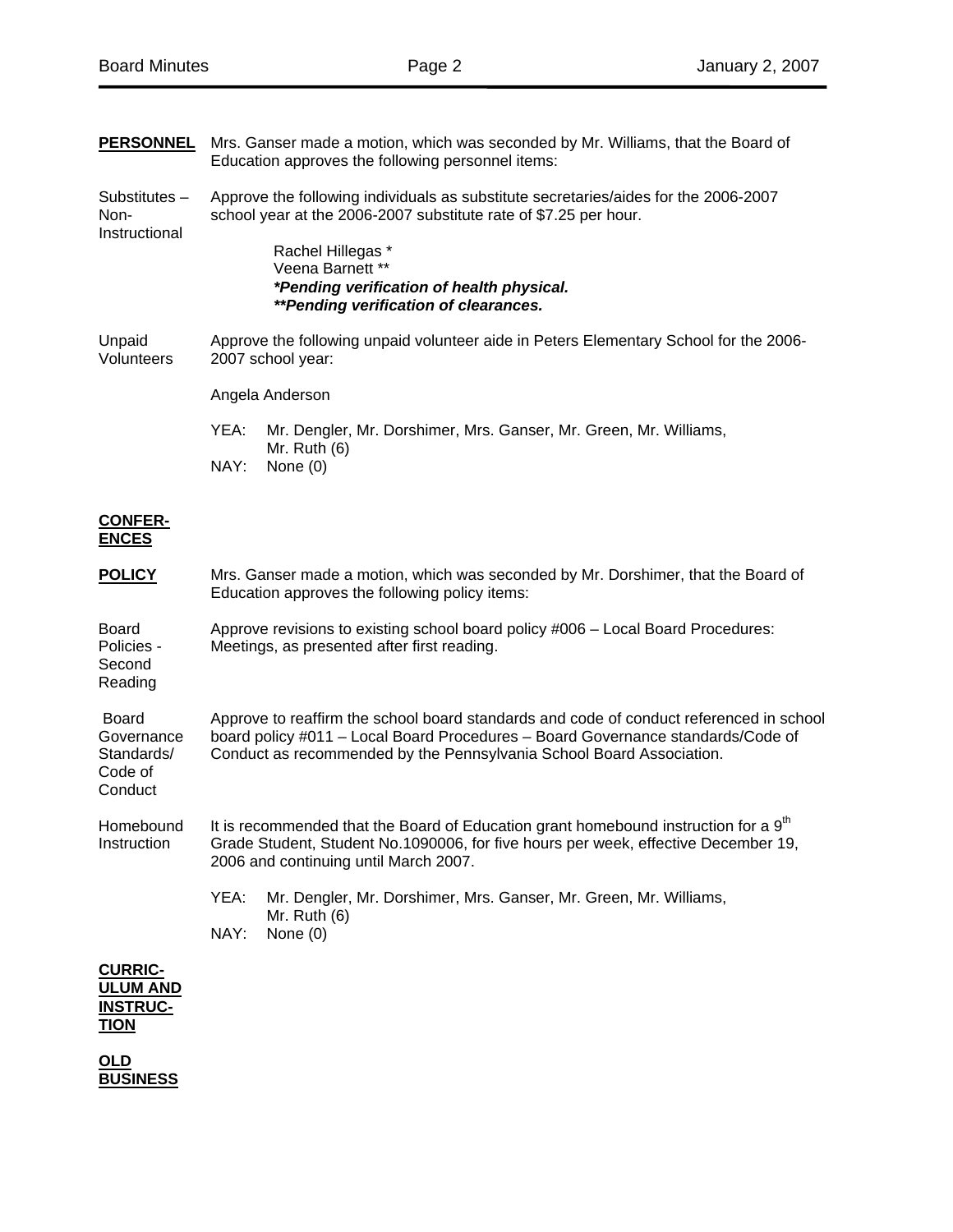**PERSONNEL**

Mrs. Ganser made a motion, which was seconded by Mr. Williams, that the Board of Education approves the following personnel items:

Substitutes – Non-Instructional

Approve the following individuals as substitute secretaries/aides for the 2006-2007 school year at the 2006-2007 substitute rate of $7.25 per hour.

Rachel Hillegas *
Veena Barnett **
***Pending verification of health physical.***
****Pending verification of clearances.***

Unpaid Volunteers

Approve the following unpaid volunteer aide in Peters Elementary School for the 2006-2007 school year:

Angela Anderson

YEA: Mr. Dengler, Mr. Dorshimer, Mrs. Ganser, Mr. Green, Mr. Williams, Mr. Ruth (6)
NAY: None (0)

**CONFERENCES**

**POLICY**

Mrs. Ganser made a motion, which was seconded by Mr. Dorshimer, that the Board of Education approves the following policy items:

Board Policies - Second Reading

Approve revisions to existing school board policy #006 – Local Board Procedures: Meetings, as presented after first reading.

Board Governance Standards/ Code of Conduct

Approve to reaffirm the school board standards and code of conduct referenced in school board policy #011 – Local Board Procedures – Board Governance standards/Code of Conduct as recommended by the Pennsylvania School Board Association.

Homebound Instruction

It is recommended that the Board of Education grant homebound instruction for a 9th Grade Student, Student No.1090006, for five hours per week, effective December 19, 2006 and continuing until March 2007.

YEA: Mr. Dengler, Mr. Dorshimer, Mrs. Ganser, Mr. Green, Mr. Williams, Mr. Ruth (6)
NAY: None (0)

**CURRICULUM AND INSTRUCTION**

**OLD BUSINESS**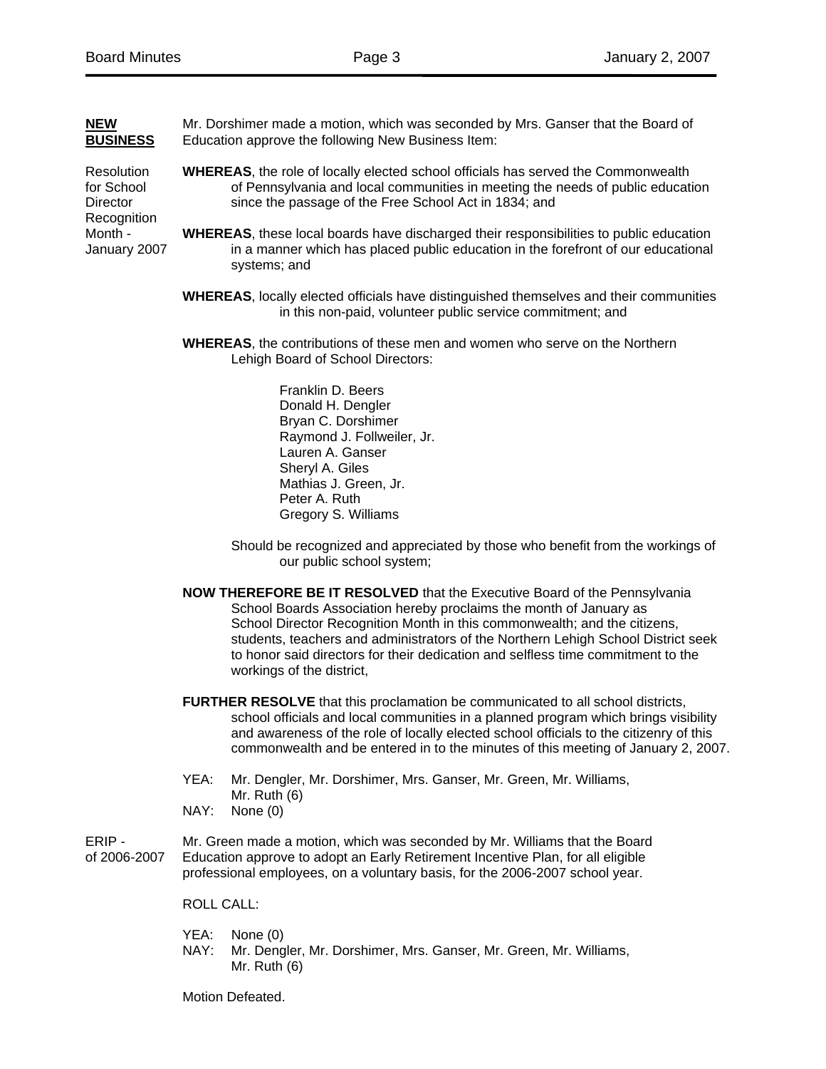**NEW BUSINESS**

Mr. Dorshimer made a motion, which was seconded by Mrs. Ganser that the Board of Education approve the following New Business Item:

Resolution for School Director Recognition Month - January 2007

**WHEREAS**, the role of locally elected school officials has served the Commonwealth of Pennsylvania and local communities in meeting the needs of public education since the passage of the Free School Act in 1834; and

**WHEREAS**, these local boards have discharged their responsibilities to public education in a manner which has placed public education in the forefront of our educational systems; and

**WHEREAS**, locally elected officials have distinguished themselves and their communities in this non-paid, volunteer public service commitment; and

**WHEREAS**, the contributions of these men and women who serve on the Northern Lehigh Board of School Directors:

Franklin D. Beers
Donald H. Dengler
Bryan C. Dorshimer
Raymond J. Follweiler, Jr.
Lauren A. Ganser
Sheryl A. Giles
Mathias J. Green, Jr.
Peter A. Ruth
Gregory S. Williams

Should be recognized and appreciated by those who benefit from the workings of our public school system;

**NOW THEREFORE BE IT RESOLVED** that the Executive Board of the Pennsylvania School Boards Association hereby proclaims the month of January as School Director Recognition Month in this commonwealth; and the citizens, students, teachers and administrators of the Northern Lehigh School District seek to honor said directors for their dedication and selfless time commitment to the workings of the district,

**FURTHER RESOLVE** that this proclamation be communicated to all school districts, school officials and local communities in a planned program which brings visibility and awareness of the role of locally elected school officials to the citizenry of this commonwealth and be entered in to the minutes of this meeting of January 2, 2007.

YEA: Mr. Dengler, Mr. Dorshimer, Mrs. Ganser, Mr. Green, Mr. Williams, Mr. Ruth (6)
NAY: None (0)

ERIP - of 2006-2007

Mr. Green made a motion, which was seconded by Mr. Williams that the Board Education approve to adopt an Early Retirement Incentive Plan, for all eligible professional employees, on a voluntary basis, for the 2006-2007 school year.

ROLL CALL:

YEA: None (0)
NAY: Mr. Dengler, Mr. Dorshimer, Mrs. Ganser, Mr. Green, Mr. Williams, Mr. Ruth (6)

Motion Defeated.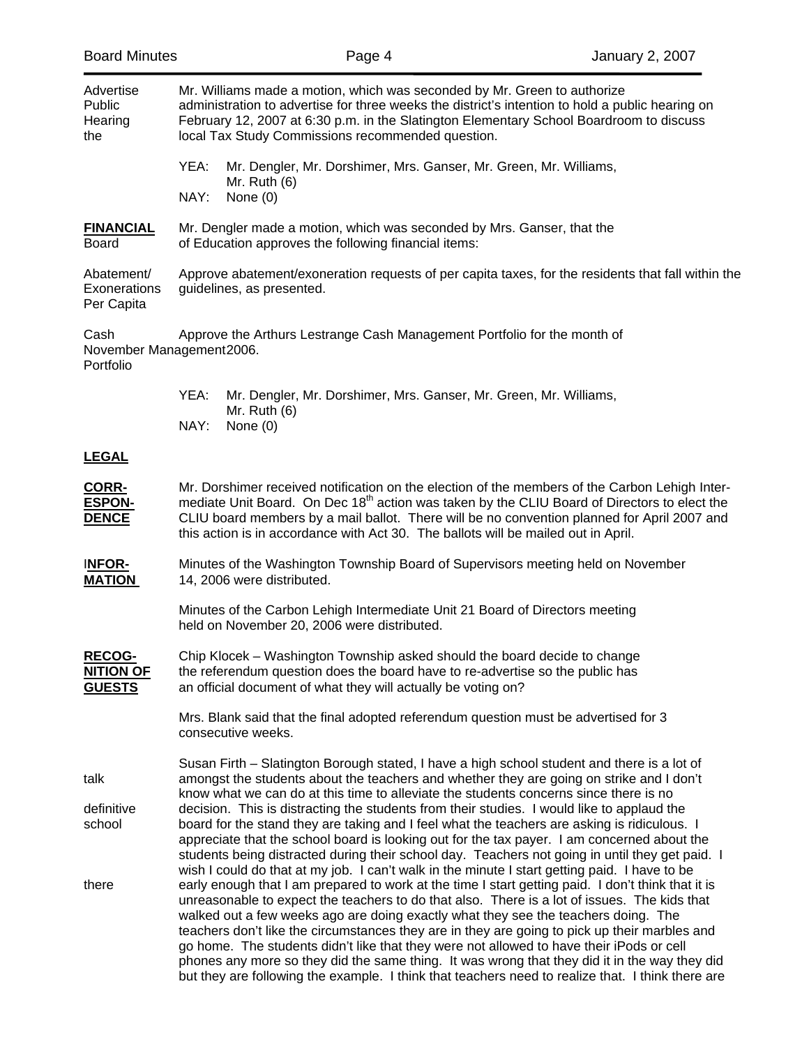**Advertise Public Hearing the**

Mr. Williams made a motion, which was seconded by Mr. Green to authorize administration to advertise for three weeks the district's intention to hold a public hearing on February 12, 2007 at 6:30 p.m. in the Slatington Elementary School Boardroom to discuss local Tax Study Commissions recommended question.

YEA: Mr. Dengler, Mr. Dorshimer, Mrs. Ganser, Mr. Green, Mr. Williams, Mr. Ruth (6)
NAY: None (0)

**FINANCIAL Board**

Mr. Dengler made a motion, which was seconded by Mrs. Ganser, that the of Education approves the following financial items:

**Abatement/ Exonerations Per Capita**

Approve abatement/exoneration requests of per capita taxes, for the residents that fall within the guidelines, as presented.

**Cash November Management2006. Portfolio**

Approve the Arthurs Lestrange Cash Management Portfolio for the month of

YEA: Mr. Dengler, Mr. Dorshimer, Mrs. Ganser, Mr. Green, Mr. Williams, Mr. Ruth (6)
NAY: None (0)

**LEGAL**

**CORRESPONDENCE**

Mr. Dorshimer received notification on the election of the members of the Carbon Lehigh Intermediate Unit Board. On Dec 18th action was taken by the CLIU Board of Directors to elect the CLIU board members by a mail ballot. There will be no convention planned for April 2007 and this action is in accordance with Act 30. The ballots will be mailed out in April.

**INFORMATION**

Minutes of the Washington Township Board of Supervisors meeting held on November 14, 2006 were distributed.

Minutes of the Carbon Lehigh Intermediate Unit 21 Board of Directors meeting held on November 20, 2006 were distributed.

**RECOGNITION OF GUESTS**

Chip Klocek – Washington Township asked should the board decide to change the referendum question does the board have to re-advertise so the public has an official document of what they will actually be voting on?

Mrs. Blank said that the final adopted referendum question must be advertised for 3 consecutive weeks.

Susan Firth – Slatington Borough stated, I have a high school student and there is a lot of talk amongst the students about the teachers and whether they are going on strike and I don't know what we can do at this time to alleviate the students concerns since there is no definitive decision. This is distracting the students from their studies. I would like to applaud the board for the stand they are taking and I feel what the teachers are asking is ridiculous. I appreciate that the school board is looking out for the tax payer. I am concerned about the students being distracted during their school day. Teachers not going in until they get paid. I wish I could do that at my job. I can't walk in the minute I start getting paid. I have to be there early enough that I am prepared to work at the time I start getting paid. I don't think that it is unreasonable to expect the teachers to do that also. There is a lot of issues. The kids that walked out a few weeks ago are doing exactly what they see the teachers doing. The teachers don't like the circumstances they are in they are going to pick up their marbles and go home. The students didn't like that they were not allowed to have their iPods or cell phones any more so they did the same thing. It was wrong that they did it in the way they did but they are following the example. I think that teachers need to realize that. I think there are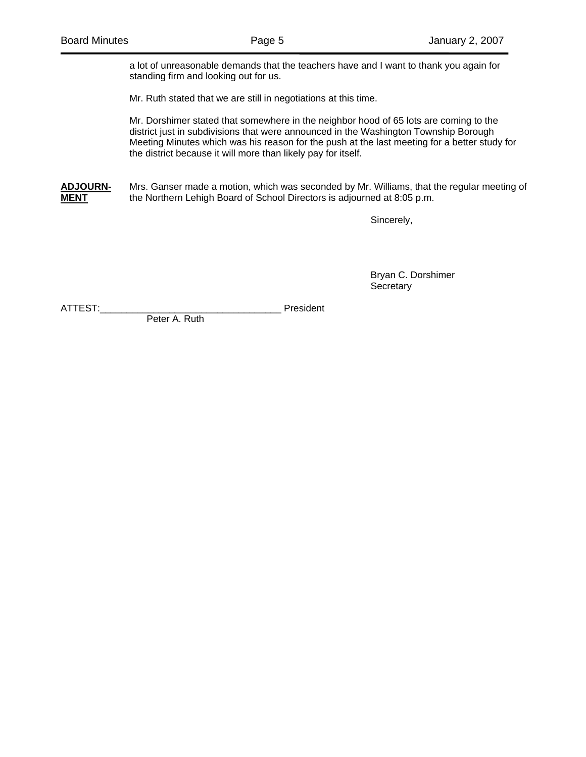a lot of unreasonable demands that the teachers have and I want to thank you again for standing firm and looking out for us.

Mr. Ruth stated that we are still in negotiations at this time.

Mr. Dorshimer stated that somewhere in the neighbor hood of 65 lots are coming to the district just in subdivisions that were announced in the Washington Township Borough Meeting Minutes which was his reason for the push at the last meeting for a better study for the district because it will more than likely pay for itself.

**ADJOURN-MENT**

Mrs. Ganser made a motion, which was seconded by Mr. Williams, that the regular meeting of the Northern Lehigh Board of School Directors is adjourned at 8:05 p.m.

Sincerely,

Bryan C. Dorshimer
Secretary

ATTEST:_________________________________ President
Peter A. Ruth